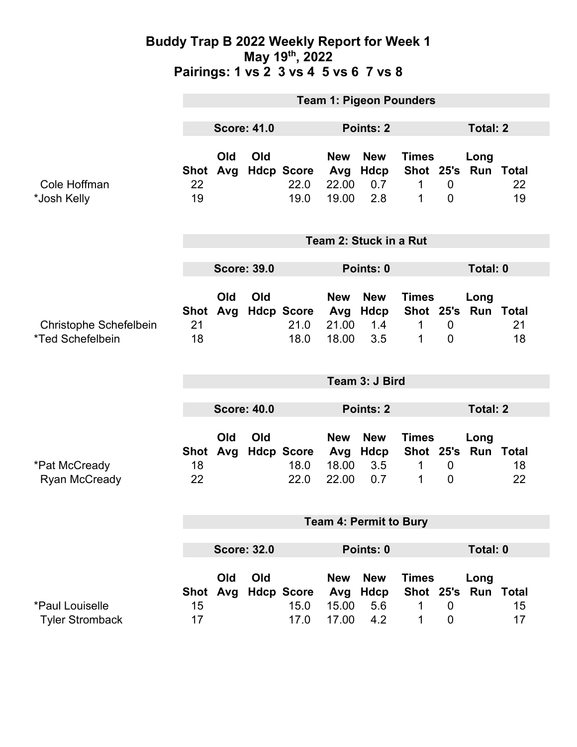# Buddy Trap B 2022 Weekly Report for Week 1
## May 19th, 2022
## Pairings: 1 vs 2  3 vs 4  5 vs 6  7 vs 8

### Team 1: Pigeon Pounders

**Score: 41.0** | **Points: 2** | **Total: 2**

| | Shot | Old Avg | Old Hdcp | Score | New Avg | New Hdcp | Times Shot | 25's | Long Run | Total |
|---|---|---|---|---|---|---|---|---|---|---|
| Cole Hoffman | 22 | | | 22.0 | 22.00 | 0.7 | 1 | 0 | | 22 |
| *Josh Kelly | 19 | | | 19.0 | 19.00 | 2.8 | 1 | 0 | | 19 |

### Team 2: Stuck in a Rut

**Score: 39.0** | **Points: 0** | **Total: 0**

| | Shot | Old Avg | Old Hdcp | Score | New Avg | New Hdcp | Times Shot | 25's | Long Run | Total |
|---|---|---|---|---|---|---|---|---|---|---|
| Christophe Schefelbein | 21 | | | 21.0 | 21.00 | 1.4 | 1 | 0 | | 21 |
| *Ted Schefelbein | 18 | | | 18.0 | 18.00 | 3.5 | 1 | 0 | | 18 |

### Team 3: J Bird

**Score: 40.0** | **Points: 2** | **Total: 2**

| | Shot | Old Avg | Old Hdcp | Score | New Avg | New Hdcp | Times Shot | 25's | Long Run | Total |
|---|---|---|---|---|---|---|---|---|---|---|
| *Pat McCready | 18 | | | 18.0 | 18.00 | 3.5 | 1 | 0 | | 18 |
| Ryan McCready | 22 | | | 22.0 | 22.00 | 0.7 | 1 | 0 | | 22 |

### Team 4: Permit to Bury

**Score: 32.0** | **Points: 0** | **Total: 0**

| | Shot | Old Avg | Old Hdcp | Score | New Avg | New Hdcp | Times Shot | 25's | Long Run | Total |
|---|---|---|---|---|---|---|---|---|---|---|
| *Paul Louiselle | 15 | | | 15.0 | 15.00 | 5.6 | 1 | 0 | | 15 |
| Tyler Stromback | 17 | | | 17.0 | 17.00 | 4.2 | 1 | 0 | | 17 |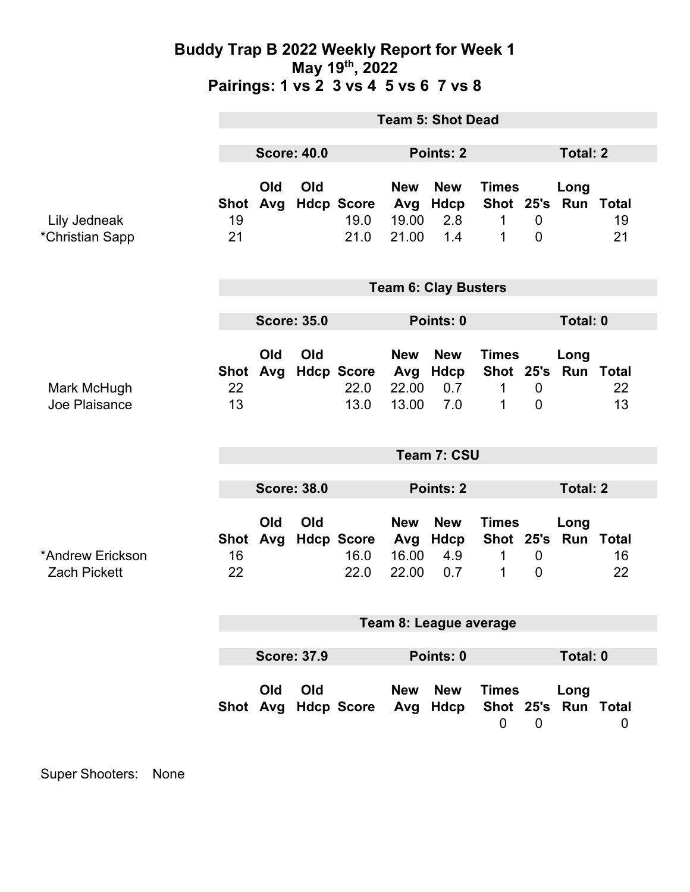# Buddy Trap B 2022 Weekly Report for Week 1
## May 19th, 2022
## Pairings: 1 vs 2  3 vs 4  5 vs 6  7 vs 8

### Team 5: Shot Dead

**Score: 40.0** | **Points: 2** | **Total: 2**

| | Shot | Old Avg | Old Hdcp | Score | New Avg | New Hdcp | Times Shot | 25's | Long Run | Total |
|---|---|---|---|---|---|---|---|---|---|---|
| Lily Jedneak | 19 | | | 19.0 | 19.00 | 2.8 | 1 | 0 | | 19 |
| *Christian Sapp | 21 | | | 21.0 | 21.00 | 1.4 | 1 | 0 | | 21 |

### Team 6: Clay Busters

**Score: 35.0** | **Points: 0** | **Total: 0**

| | Shot | Old Avg | Old Hdcp | Score | New Avg | New Hdcp | Times Shot | 25's | Long Run | Total |
|---|---|---|---|---|---|---|---|---|---|---|
| Mark McHugh | 22 | | | 22.0 | 22.00 | 0.7 | 1 | 0 | | 22 |
| Joe Plaisance | 13 | | | 13.0 | 13.00 | 7.0 | 1 | 0 | | 13 |

### Team 7: CSU

**Score: 38.0** | **Points: 2** | **Total: 2**

| | Shot | Old Avg | Old Hdcp | Score | New Avg | New Hdcp | Times Shot | 25's | Long Run | Total |
|---|---|---|---|---|---|---|---|---|---|---|
| *Andrew Erickson | 16 | | | 16.0 | 16.00 | 4.9 | 1 | 0 | | 16 |
| Zach Pickett | 22 | | | 22.0 | 22.00 | 0.7 | 1 | 0 | | 22 |

### Team 8: League average

**Score: 37.9** | **Points: 0** | **Total: 0**

| | Shot | Old Avg | Old Hdcp | Score | New Avg | New Hdcp | Times Shot | 25's | Long Run | Total |
|---|---|---|---|---|---|---|---|---|---|---|
| | | | | | | | 0 | 0 | | 0 |

Super Shooters: None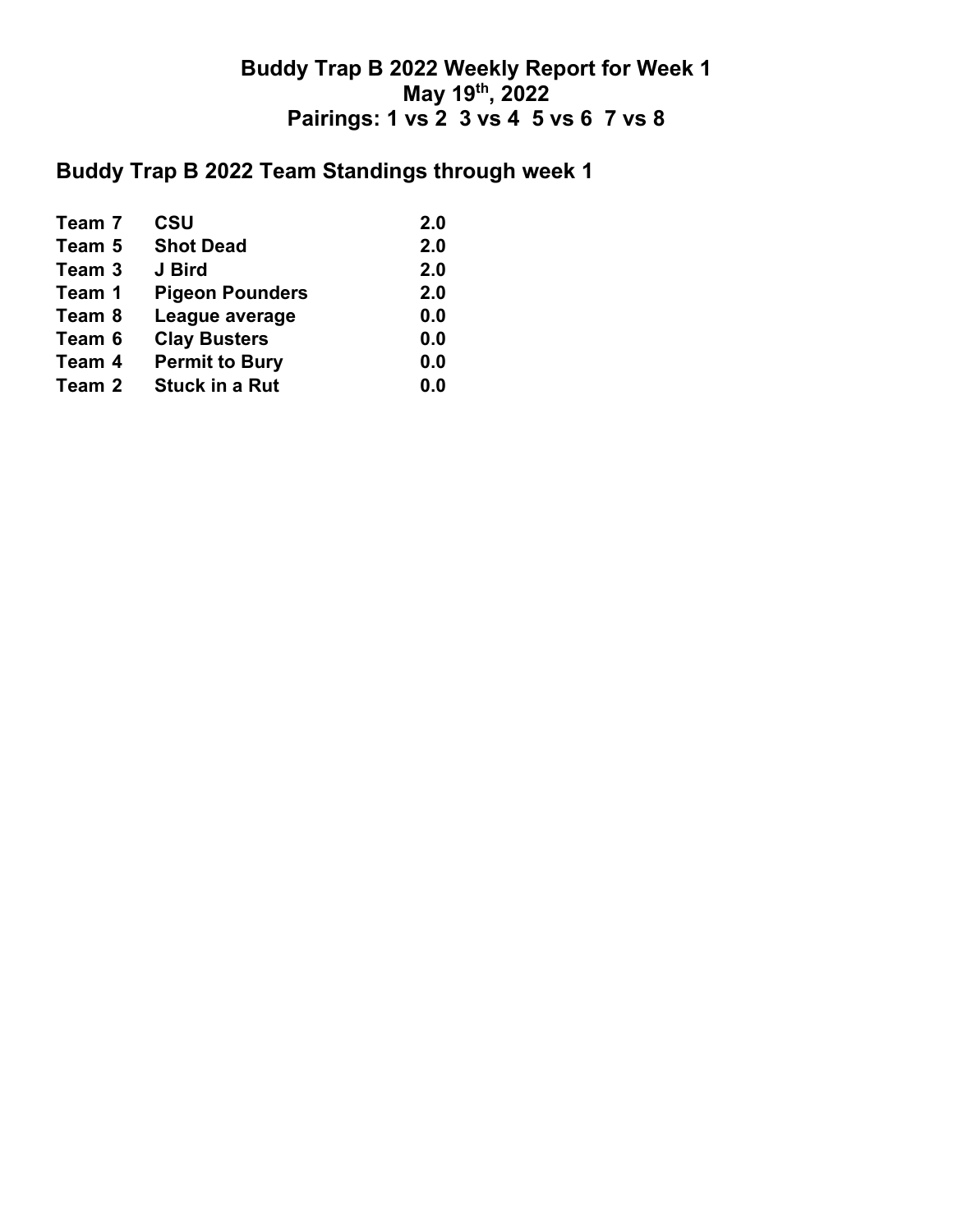# Buddy Trap B 2022 Weekly Report for Week 1
## May 19th, 2022
## Pairings: 1 vs 2  3 vs 4  5 vs 6  7 vs 8

## Buddy Trap B 2022 Team Standings through week 1

| | | |
|---|---|---|
| Team 7 | CSU | 2.0 |
| Team 5 | Shot Dead | 2.0 |
| Team 3 | J Bird | 2.0 |
| Team 1 | Pigeon Pounders | 2.0 |
| Team 8 | League average | 0.0 |
| Team 6 | Clay Busters | 0.0 |
| Team 4 | Permit to Bury | 0.0 |
| Team 2 | Stuck in a Rut | 0.0 |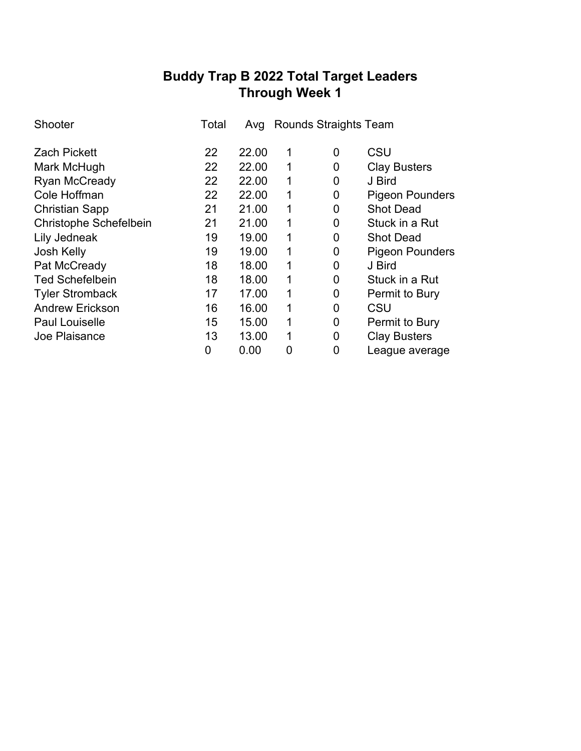# Buddy Trap B 2022 Total Target Leaders
## Through Week 1

| Shooter | Total | Avg | Rounds | Straights | Team |
|---|---|---|---|---|---|
| Zach Pickett | 22 | 22.00 | 1 | 0 | CSU |
| Mark McHugh | 22 | 22.00 | 1 | 0 | Clay Busters |
| Ryan McCready | 22 | 22.00 | 1 | 0 | J Bird |
| Cole Hoffman | 22 | 22.00 | 1 | 0 | Pigeon Pounders |
| Christian Sapp | 21 | 21.00 | 1 | 0 | Shot Dead |
| Christophe Schefelbein | 21 | 21.00 | 1 | 0 | Stuck in a Rut |
| Lily Jedneak | 19 | 19.00 | 1 | 0 | Shot Dead |
| Josh Kelly | 19 | 19.00 | 1 | 0 | Pigeon Pounders |
| Pat McCready | 18 | 18.00 | 1 | 0 | J Bird |
| Ted Schefelbein | 18 | 18.00 | 1 | 0 | Stuck in a Rut |
| Tyler Stromback | 17 | 17.00 | 1 | 0 | Permit to Bury |
| Andrew Erickson | 16 | 16.00 | 1 | 0 | CSU |
| Paul Louiselle | 15 | 15.00 | 1 | 0 | Permit to Bury |
| Joe Plaisance | 13 | 13.00 | 1 | 0 | Clay Busters |
| | 0 | 0.00 | 0 | 0 | League average |